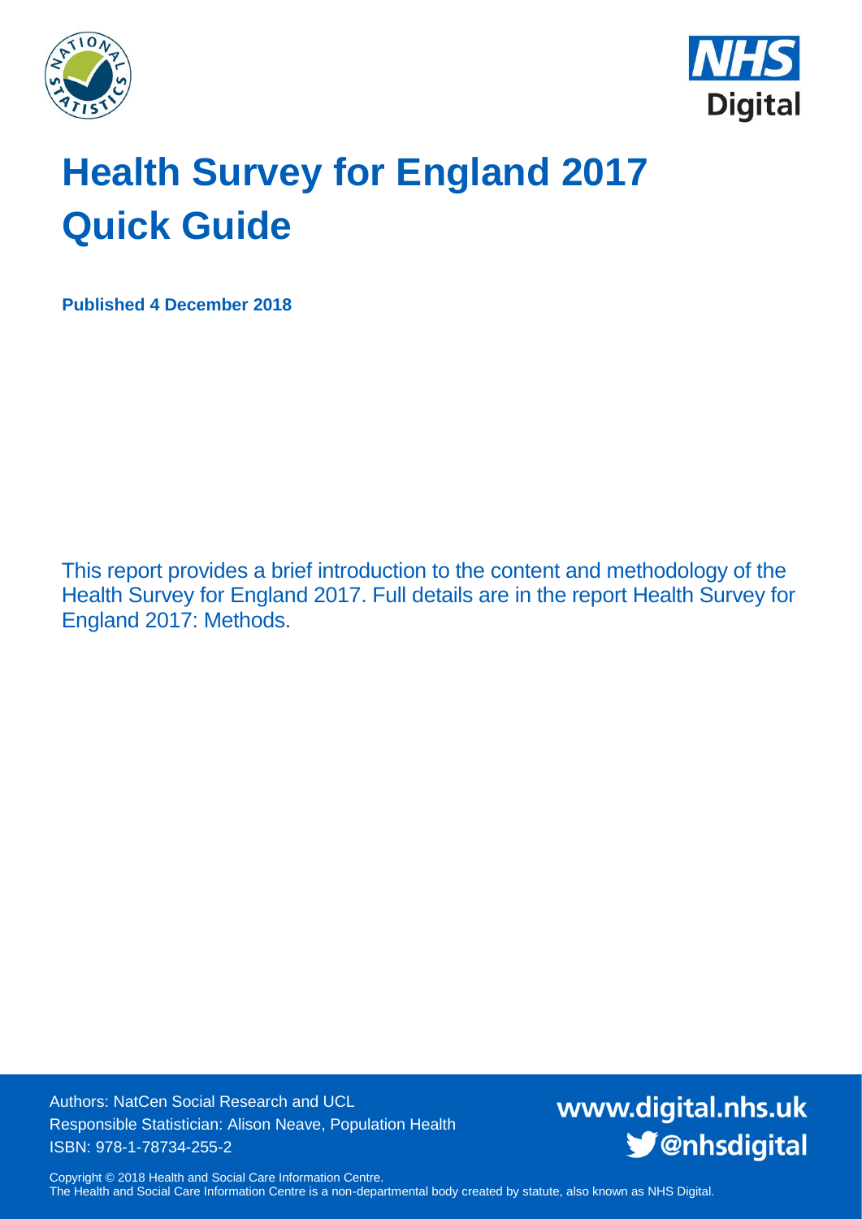# Health Survey for England 2017 Quick Guide

**Published 4 December 2018**

This report provides a brief introduction to the content and methodology of the Health Survey for England 2017. Full details are in the report Health Survey for England 2017: Methods.

Authors: NatCen Social Research and UCL
Responsible Statistician: Alison Neave, Population Health
ISBN: 978-1-78734-255-2

www.digital.nhs.uk
@nhsdigital

Copyright © 2018 Health and Social Care Information Centre.
The Health and Social Care Information Centre is a non-departmental body created by statute, also known as NHS Digital.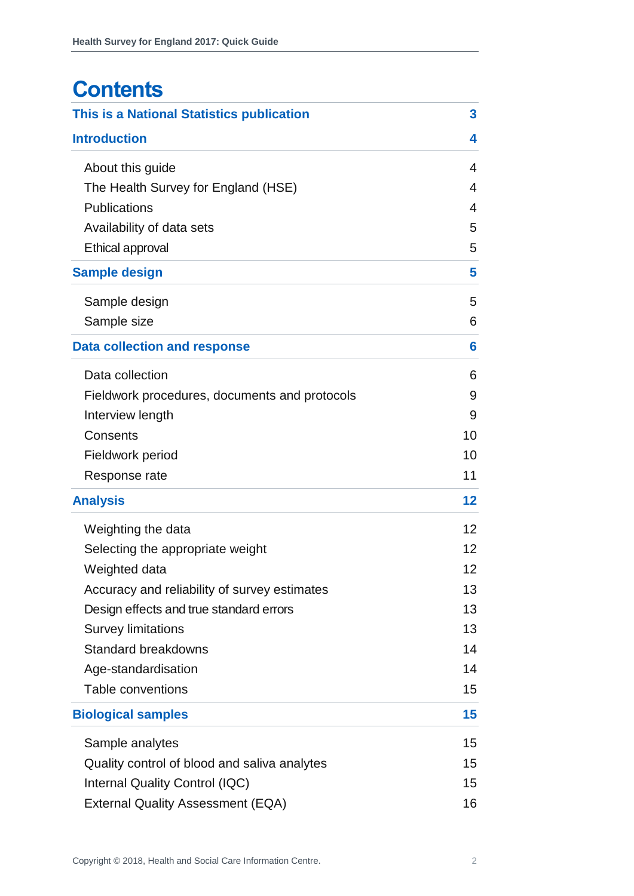# Contents

| | |
|---|---|
| **This is a National Statistics publication** | **3** |
| **Introduction** | **4** |
| About this guide | 4 |
| The Health Survey for England (HSE) | 4 |
| Publications | 4 |
| Availability of data sets | 5 |
| Ethical approval | 5 |
| **Sample design** | **5** |
| Sample design | 5 |
| Sample size | 6 |
| **Data collection and response** | **6** |
| Data collection | 6 |
| Fieldwork procedures, documents and protocols | 9 |
| Interview length | 9 |
| Consents | 10 |
| Fieldwork period | 10 |
| Response rate | 11 |
| **Analysis** | **12** |
| Weighting the data | 12 |
| Selecting the appropriate weight | 12 |
| Weighted data | 12 |
| Accuracy and reliability of survey estimates | 13 |
| Design effects and true standard errors | 13 |
| Survey limitations | 13 |
| Standard breakdowns | 14 |
| Age-standardisation | 14 |
| Table conventions | 15 |
| **Biological samples** | **15** |
| Sample analytes | 15 |
| Quality control of blood and saliva analytes | 15 |
| Internal Quality Control (IQC) | 15 |
| External Quality Assessment (EQA) | 16 |

Copyright © 2018, Health and Social Care Information Centre.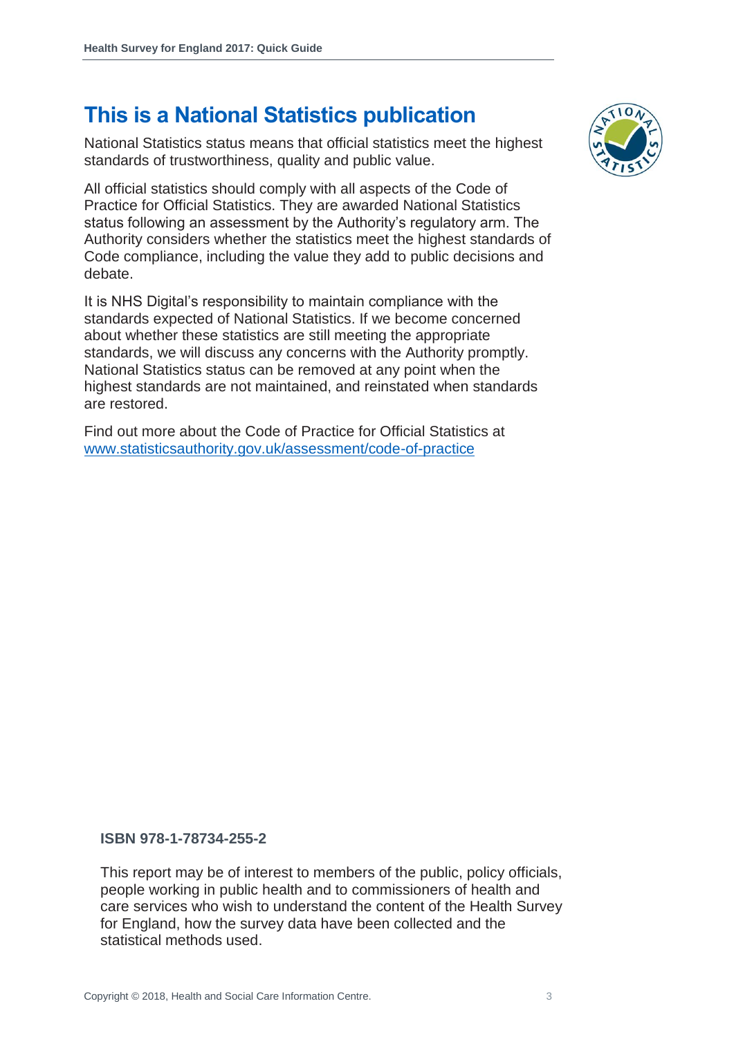# This is a National Statistics publication

National Statistics status means that official statistics meet the highest standards of trustworthiness, quality and public value.

All official statistics should comply with all aspects of the Code of Practice for Official Statistics. They are awarded National Statistics status following an assessment by the Authority's regulatory arm. The Authority considers whether the statistics meet the highest standards of Code compliance, including the value they add to public decisions and debate.

It is NHS Digital's responsibility to maintain compliance with the standards expected of National Statistics. If we become concerned about whether these statistics are still meeting the appropriate standards, we will discuss any concerns with the Authority promptly. National Statistics status can be removed at any point when the highest standards are not maintained, and reinstated when standards are restored.

Find out more about the Code of Practice for Official Statistics at [www.statisticsauthority.gov.uk/assessment/code-of-practice](www.statisticsauthority.gov.uk/assessment/code-of-practice)

**ISBN 978-1-78734-255-2**

This report may be of interest to members of the public, policy officials, people working in public health and to commissioners of health and care services who wish to understand the content of the Health Survey for England, how the survey data have been collected and the statistical methods used.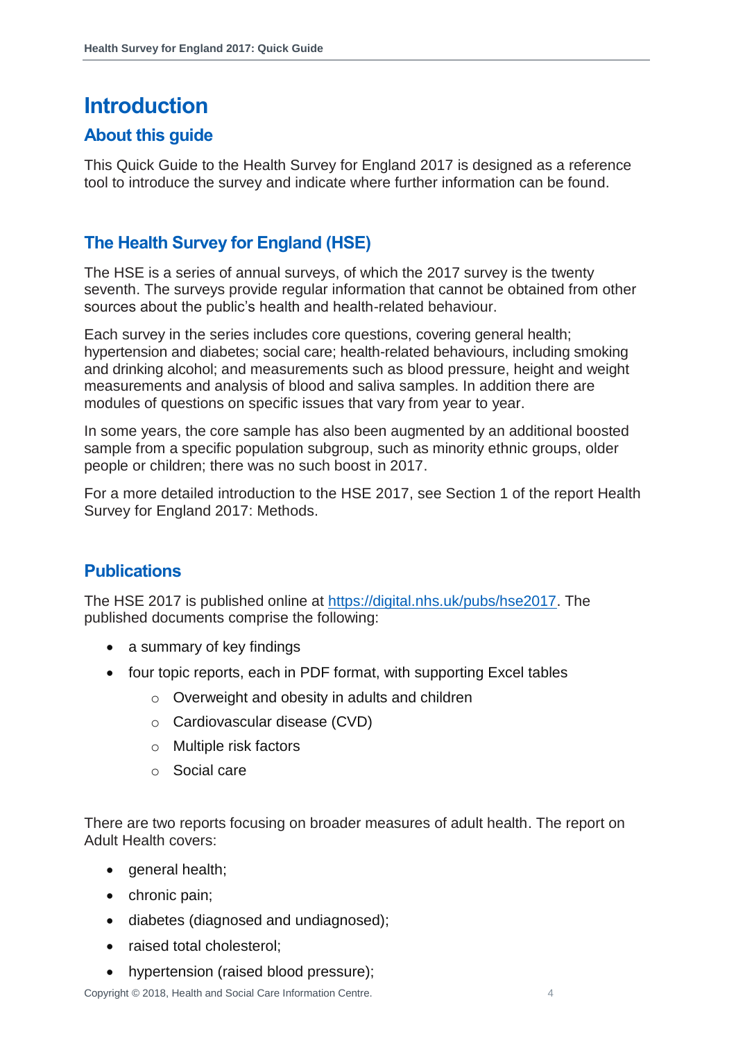# Introduction

## About this guide

This Quick Guide to the Health Survey for England 2017 is designed as a reference tool to introduce the survey and indicate where further information can be found.

## The Health Survey for England (HSE)

The HSE is a series of annual surveys, of which the 2017 survey is the twenty seventh. The surveys provide regular information that cannot be obtained from other sources about the public's health and health-related behaviour.

Each survey in the series includes core questions, covering general health; hypertension and diabetes; social care; health-related behaviours, including smoking and drinking alcohol; and measurements such as blood pressure, height and weight measurements and analysis of blood and saliva samples. In addition there are modules of questions on specific issues that vary from year to year.

In some years, the core sample has also been augmented by an additional boosted sample from a specific population subgroup, such as minority ethnic groups, older people or children; there was no such boost in 2017.

For a more detailed introduction to the HSE 2017, see Section 1 of the report Health Survey for England 2017: Methods.

## Publications

The HSE 2017 is published online at [https://digital.nhs.uk/pubs/hse2017](https://digital.nhs.uk/pubs/hse2017). The published documents comprise the following:

- a summary of key findings
- four topic reports, each in PDF format, with supporting Excel tables
  - Overweight and obesity in adults and children
  - Cardiovascular disease (CVD)
  - Multiple risk factors
  - Social care

There are two reports focusing on broader measures of adult health. The report on Adult Health covers:

- general health;
- chronic pain;
- diabetes (diagnosed and undiagnosed);
- raised total cholesterol;
- hypertension (raised blood pressure);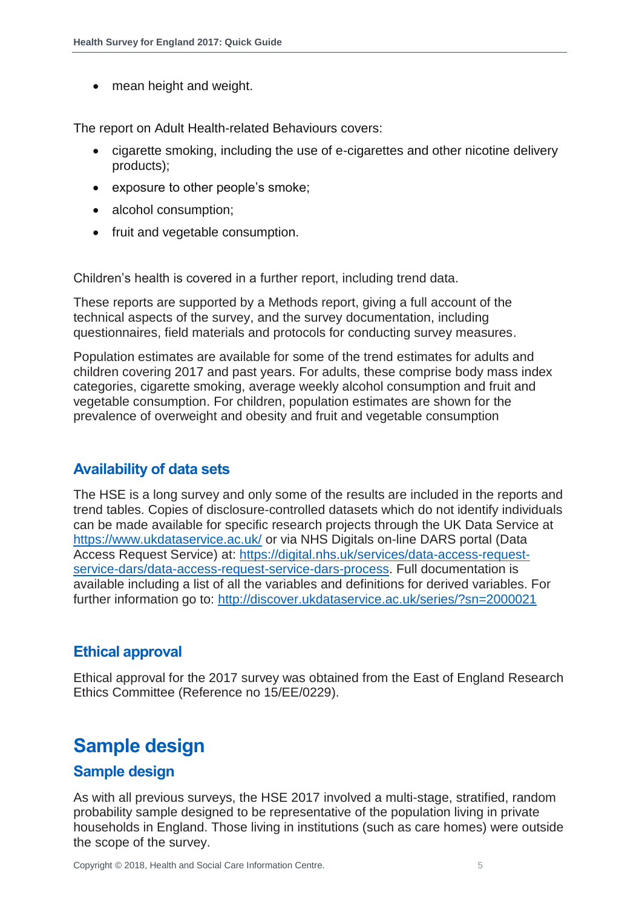- mean height and weight.

The report on Adult Health-related Behaviours covers:

- cigarette smoking, including the use of e-cigarettes and other nicotine delivery products);
- exposure to other people's smoke;
- alcohol consumption;
- fruit and vegetable consumption.

Children's health is covered in a further report, including trend data.

These reports are supported by a Methods report, giving a full account of the technical aspects of the survey, and the survey documentation, including questionnaires, field materials and protocols for conducting survey measures.

Population estimates are available for some of the trend estimates for adults and children covering 2017 and past years. For adults, these comprise body mass index categories, cigarette smoking, average weekly alcohol consumption and fruit and vegetable consumption. For children, population estimates are shown for the prevalence of overweight and obesity and fruit and vegetable consumption

### Availability of data sets

The HSE is a long survey and only some of the results are included in the reports and trend tables. Copies of disclosure-controlled datasets which do not identify individuals can be made available for specific research projects through the UK Data Service at [https://www.ukdataservice.ac.uk/](https://www.ukdataservice.ac.uk/) or via NHS Digitals on-line DARS portal (Data Access Request Service) at: [https://digital.nhs.uk/services/data-access-request-service-dars/data-access-request-service-dars-process](https://digital.nhs.uk/services/data-access-request-service-dars/data-access-request-service-dars-process). Full documentation is available including a list of all the variables and definitions for derived variables. For further information go to: [http://discover.ukdataservice.ac.uk/series/?sn=2000021](http://discover.ukdataservice.ac.uk/series/?sn=2000021)

### Ethical approval

Ethical approval for the 2017 survey was obtained from the East of England Research Ethics Committee (Reference no 15/EE/0229).

## Sample design

### Sample design

As with all previous surveys, the HSE 2017 involved a multi-stage, stratified, random probability sample designed to be representative of the population living in private households in England. Those living in institutions (such as care homes) were outside the scope of the survey.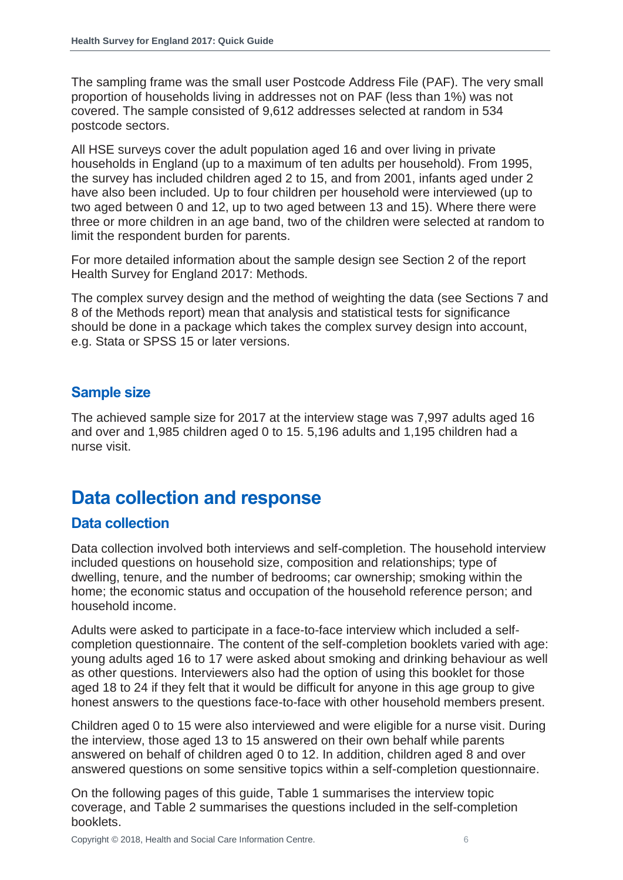The sampling frame was the small user Postcode Address File (PAF). The very small proportion of households living in addresses not on PAF (less than 1%) was not covered. The sample consisted of 9,612 addresses selected at random in 534 postcode sectors.

All HSE surveys cover the adult population aged 16 and over living in private households in England (up to a maximum of ten adults per household). From 1995, the survey has included children aged 2 to 15, and from 2001, infants aged under 2 have also been included. Up to four children per household were interviewed (up to two aged between 0 and 12, up to two aged between 13 and 15). Where there were three or more children in an age band, two of the children were selected at random to limit the respondent burden for parents.

For more detailed information about the sample design see Section 2 of the report Health Survey for England 2017: Methods.

The complex survey design and the method of weighting the data (see Sections 7 and 8 of the Methods report) mean that analysis and statistical tests for significance should be done in a package which takes the complex survey design into account, e.g. Stata or SPSS 15 or later versions.

## Sample size

The achieved sample size for 2017 at the interview stage was 7,997 adults aged 16 and over and 1,985 children aged 0 to 15. 5,196 adults and 1,195 children had a nurse visit.

# Data collection and response

## Data collection

Data collection involved both interviews and self-completion. The household interview included questions on household size, composition and relationships; type of dwelling, tenure, and the number of bedrooms; car ownership; smoking within the home; the economic status and occupation of the household reference person; and household income.

Adults were asked to participate in a face-to-face interview which included a self-completion questionnaire. The content of the self-completion booklets varied with age: young adults aged 16 to 17 were asked about smoking and drinking behaviour as well as other questions. Interviewers also had the option of using this booklet for those aged 18 to 24 if they felt that it would be difficult for anyone in this age group to give honest answers to the questions face-to-face with other household members present.

Children aged 0 to 15 were also interviewed and were eligible for a nurse visit. During the interview, those aged 13 to 15 answered on their own behalf while parents answered on behalf of children aged 0 to 12. In addition, children aged 8 and over answered questions on some sensitive topics within a self-completion questionnaire.

On the following pages of this guide, Table 1 summarises the interview topic coverage, and Table 2 summarises the questions included in the self-completion booklets.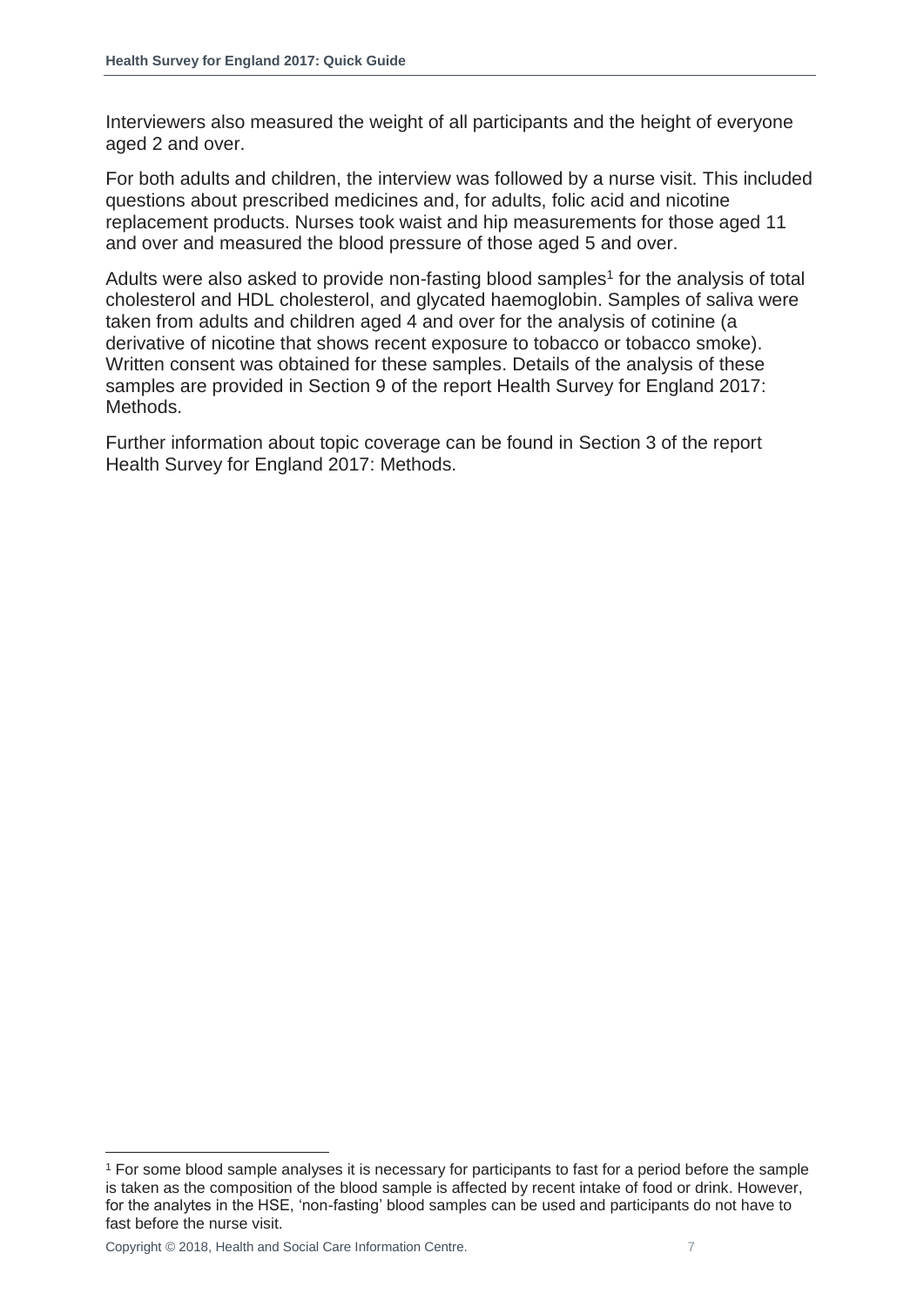Interviewers also measured the weight of all participants and the height of everyone aged 2 and over.

For both adults and children, the interview was followed by a nurse visit. This included questions about prescribed medicines and, for adults, folic acid and nicotine replacement products. Nurses took waist and hip measurements for those aged 11 and over and measured the blood pressure of those aged 5 and over.

Adults were also asked to provide non-fasting blood samples[1] for the analysis of total cholesterol and HDL cholesterol, and glycated haemoglobin. Samples of saliva were taken from adults and children aged 4 and over for the analysis of cotinine (a derivative of nicotine that shows recent exposure to tobacco or tobacco smoke). Written consent was obtained for these samples. Details of the analysis of these samples are provided in Section 9 of the report Health Survey for England 2017: Methods.

Further information about topic coverage can be found in Section 3 of the report Health Survey for England 2017: Methods.

[1] For some blood sample analyses it is necessary for participants to fast for a period before the sample is taken as the composition of the blood sample is affected by recent intake of food or drink. However, for the analytes in the HSE, 'non-fasting' blood samples can be used and participants do not have to fast before the nurse visit.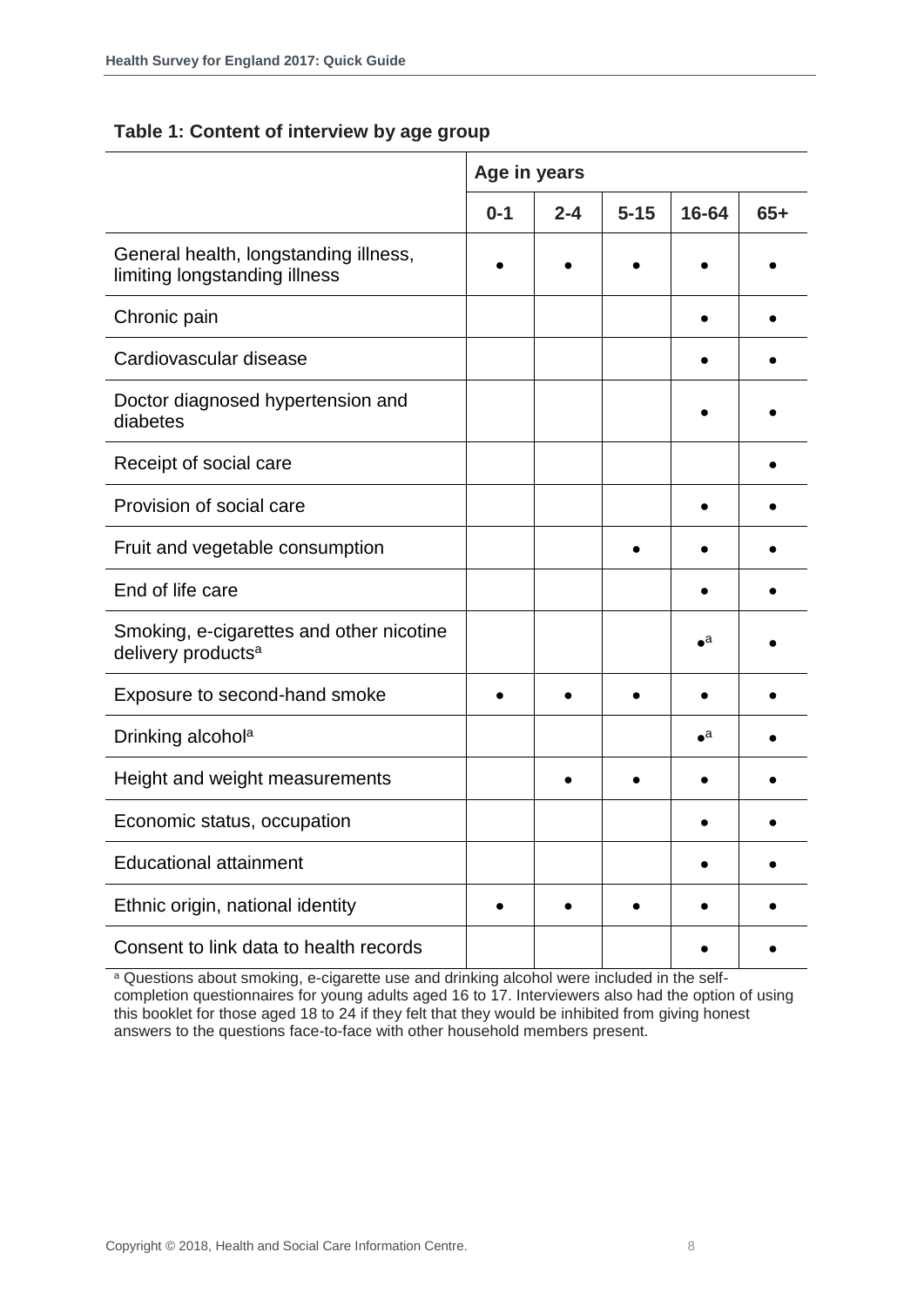**Table 1: Content of interview by age group**

| | Age in years | | | | |
|---|---|---|---|---|---|
| | 0-1 | 2-4 | 5-15 | 16-64 | 65+ |
| General health, longstanding illness, limiting longstanding illness | ● | ● | ● | ● | ● |
| Chronic pain | | | | ● | ● |
| Cardiovascular disease | | | | ● | ● |
| Doctor diagnosed hypertension and diabetes | | | | ● | ● |
| Receipt of social care | | | | | ● |
| Provision of social care | | | | ● | ● |
| Fruit and vegetable consumption | | | ● | ● | ● |
| End of life care | | | | ● | ● |
| Smoking, e-cigarettes and other nicotine delivery products[a] | | | | ●[a] | ● |
| Exposure to second-hand smoke | ● | ● | ● | ● | ● |
| Drinking alcohol[a] | | | | ●[a] | ● |
| Height and weight measurements | | ● | ● | ● | ● |
| Economic status, occupation | | | | ● | ● |
| Educational attainment | | | | ● | ● |
| Ethnic origin, national identity | ● | ● | ● | ● | ● |
| Consent to link data to health records | | | | ● | ● |

[a] Questions about smoking, e-cigarette use and drinking alcohol were included in the self-completion questionnaires for young adults aged 16 to 17. Interviewers also had the option of using this booklet for those aged 18 to 24 if they felt that they would be inhibited from giving honest answers to the questions face-to-face with other household members present.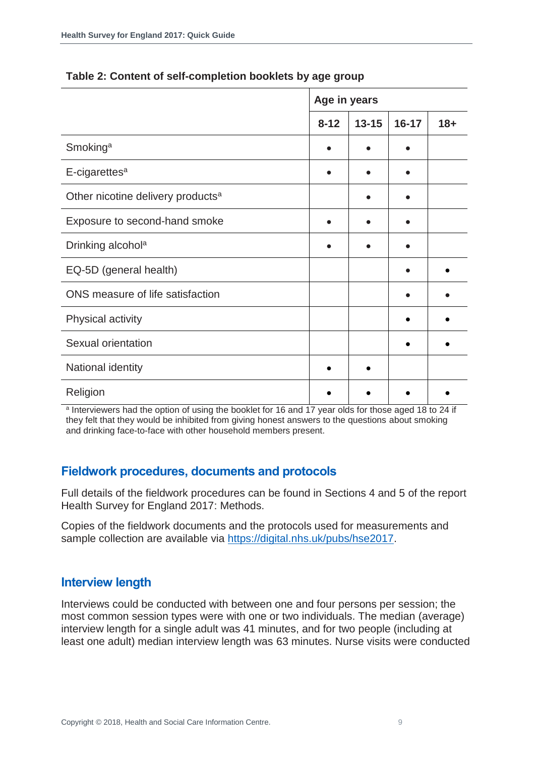**Table 2: Content of self-completion booklets by age group**

| | Age in years | | | |
|---|---|---|---|---|
| | 8-12 | 13-15 | 16-17 | 18+ |
| Smoking[a] | • | • | • | |
| E-cigarettes[a] | • | • | • | |
| Other nicotine delivery products[a] | | • | • | |
| Exposure to second-hand smoke | • | • | • | |
| Drinking alcohol[a] | • | • | • | |
| EQ-5D (general health) | | | • | • |
| ONS measure of life satisfaction | | | • | • |
| Physical activity | | | • | • |
| Sexual orientation | | | • | • |
| National identity | • | • | | |
| Religion | • | • | • | • |

[a] Interviewers had the option of using the booklet for 16 and 17 year olds for those aged 18 to 24 if they felt that they would be inhibited from giving honest answers to the questions about smoking and drinking face-to-face with other household members present.

## Fieldwork procedures, documents and protocols

Full details of the fieldwork procedures can be found in Sections 4 and 5 of the report Health Survey for England 2017: Methods.

Copies of the fieldwork documents and the protocols used for measurements and sample collection are available via https://digital.nhs.uk/pubs/hse2017.

## Interview length

Interviews could be conducted with between one and four persons per session; the most common session types were with one or two individuals. The median (average) interview length for a single adult was 41 minutes, and for two people (including at least one adult) median interview length was 63 minutes. Nurse visits were conducted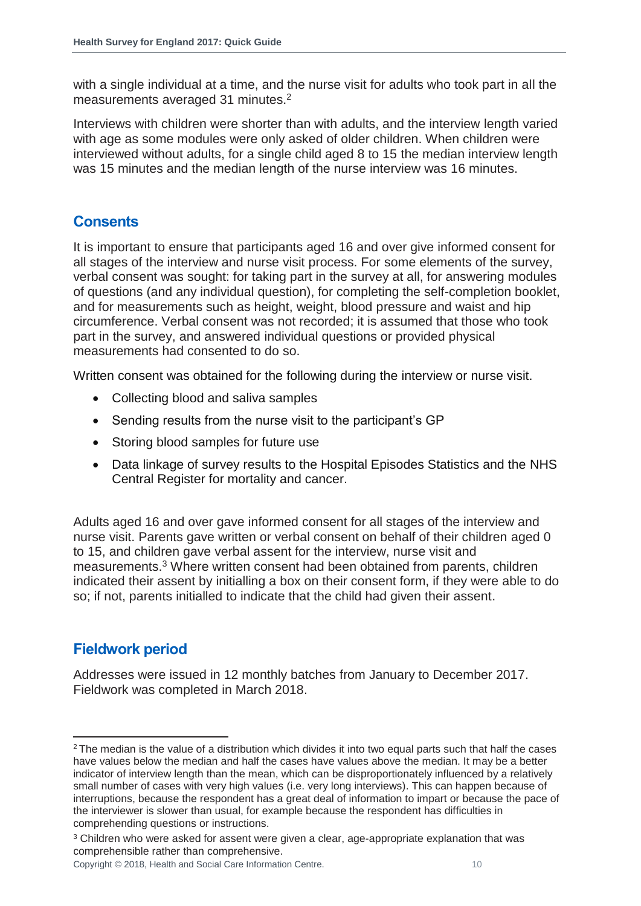with a single individual at a time, and the nurse visit for adults who took part in all the measurements averaged 31 minutes.[2]

Interviews with children were shorter than with adults, and the interview length varied with age as some modules were only asked of older children. When children were interviewed without adults, for a single child aged 8 to 15 the median interview length was 15 minutes and the median length of the nurse interview was 16 minutes.

## Consents

It is important to ensure that participants aged 16 and over give informed consent for all stages of the interview and nurse visit process. For some elements of the survey, verbal consent was sought: for taking part in the survey at all, for answering modules of questions (and any individual question), for completing the self-completion booklet, and for measurements such as height, weight, blood pressure and waist and hip circumference. Verbal consent was not recorded; it is assumed that those who took part in the survey, and answered individual questions or provided physical measurements had consented to do so.

Written consent was obtained for the following during the interview or nurse visit.

- Collecting blood and saliva samples
- Sending results from the nurse visit to the participant's GP
- Storing blood samples for future use
- Data linkage of survey results to the Hospital Episodes Statistics and the NHS Central Register for mortality and cancer.

Adults aged 16 and over gave informed consent for all stages of the interview and nurse visit. Parents gave written or verbal consent on behalf of their children aged 0 to 15, and children gave verbal assent for the interview, nurse visit and measurements.[3] Where written consent had been obtained from parents, children indicated their assent by initialling a box on their consent form, if they were able to do so; if not, parents initialled to indicate that the child had given their assent.

## Fieldwork period

Addresses were issued in 12 monthly batches from January to December 2017. Fieldwork was completed in March 2018.

---

[2] The median is the value of a distribution which divides it into two equal parts such that half the cases have values below the median and half the cases have values above the median. It may be a better indicator of interview length than the mean, which can be disproportionately influenced by a relatively small number of cases with very high values (i.e. very long interviews). This can happen because of interruptions, because the respondent has a great deal of information to impart or because the pace of the interviewer is slower than usual, for example because the respondent has difficulties in comprehending questions or instructions.

[3] Children who were asked for assent were given a clear, age-appropriate explanation that was comprehensible rather than comprehensive.

Copyright © 2018, Health and Social Care Information Centre.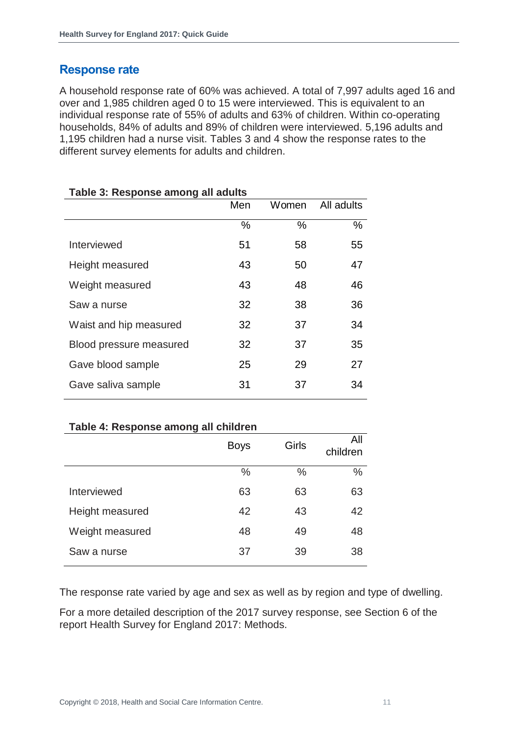## Response rate

A household response rate of 60% was achieved. A total of 7,997 adults aged 16 and over and 1,985 children aged 0 to 15 were interviewed. This is equivalent to an individual response rate of 55% of adults and 63% of children. Within co-operating households, 84% of adults and 89% of children were interviewed. 5,196 adults and 1,195 children had a nurse visit. Tables 3 and 4 show the response rates to the different survey elements for adults and children.

**Table 3: Response among all adults**

| | Men | Women | All adults |
|---|---|---|---|
| | % | % | % |
| Interviewed | 51 | 58 | 55 |
| Height measured | 43 | 50 | 47 |
| Weight measured | 43 | 48 | 46 |
| Saw a nurse | 32 | 38 | 36 |
| Waist and hip measured | 32 | 37 | 34 |
| Blood pressure measured | 32 | 37 | 35 |
| Gave blood sample | 25 | 29 | 27 |
| Gave saliva sample | 31 | 37 | 34 |

**Table 4: Response among all children**

| | Boys | Girls | All children |
|---|---|---|---|
| | % | % | % |
| Interviewed | 63 | 63 | 63 |
| Height measured | 42 | 43 | 42 |
| Weight measured | 48 | 49 | 48 |
| Saw a nurse | 37 | 39 | 38 |

The response rate varied by age and sex as well as by region and type of dwelling.

For a more detailed description of the 2017 survey response, see Section 6 of the report Health Survey for England 2017: Methods.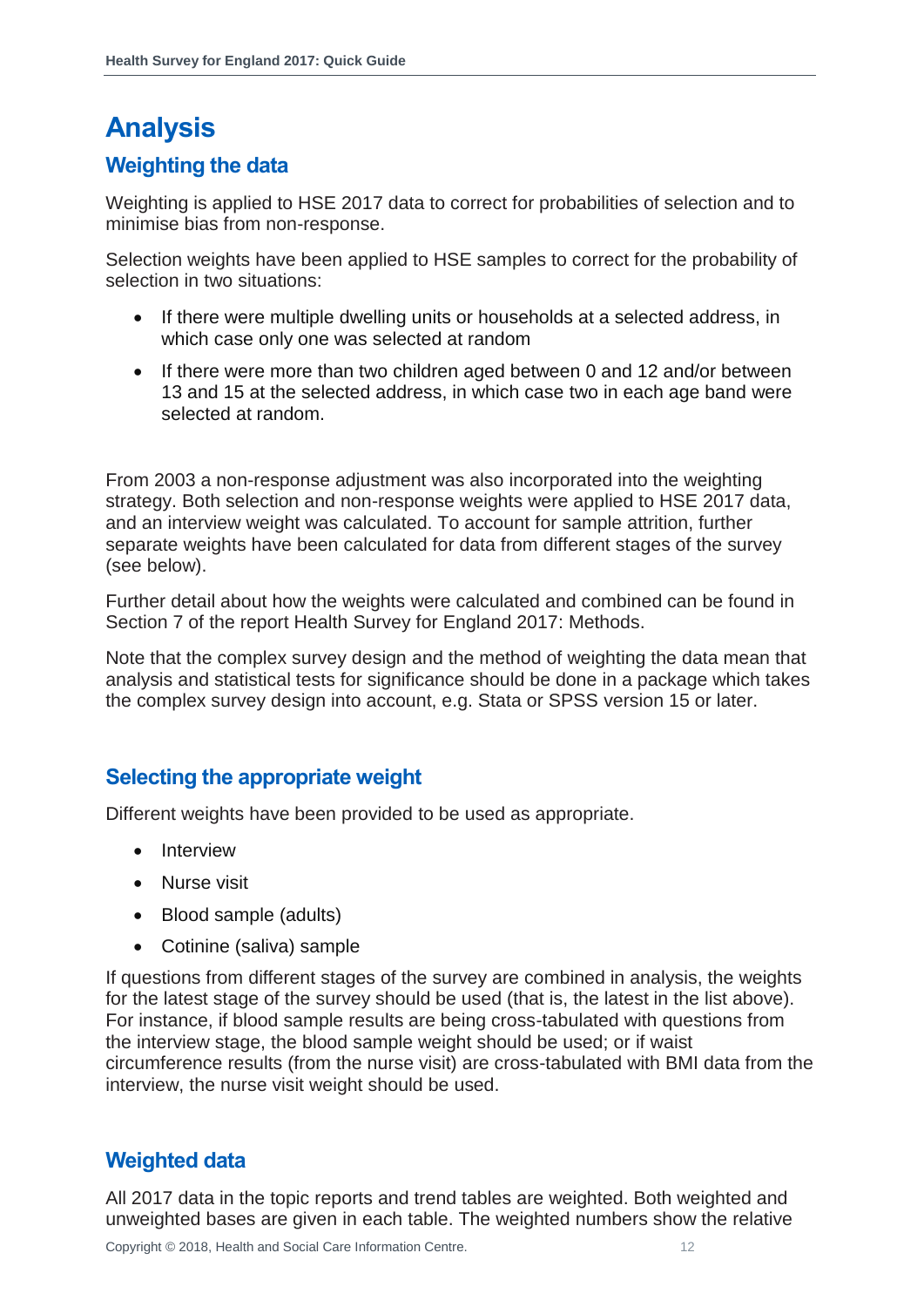# Analysis

## Weighting the data

Weighting is applied to HSE 2017 data to correct for probabilities of selection and to minimise bias from non-response.

Selection weights have been applied to HSE samples to correct for the probability of selection in two situations:

- If there were multiple dwelling units or households at a selected address, in which case only one was selected at random
- If there were more than two children aged between 0 and 12 and/or between 13 and 15 at the selected address, in which case two in each age band were selected at random.

From 2003 a non-response adjustment was also incorporated into the weighting strategy. Both selection and non-response weights were applied to HSE 2017 data, and an interview weight was calculated. To account for sample attrition, further separate weights have been calculated for data from different stages of the survey (see below).

Further detail about how the weights were calculated and combined can be found in Section 7 of the report Health Survey for England 2017: Methods.

Note that the complex survey design and the method of weighting the data mean that analysis and statistical tests for significance should be done in a package which takes the complex survey design into account, e.g. Stata or SPSS version 15 or later.

## Selecting the appropriate weight

Different weights have been provided to be used as appropriate.

- Interview
- Nurse visit
- Blood sample (adults)
- Cotinine (saliva) sample

If questions from different stages of the survey are combined in analysis, the weights for the latest stage of the survey should be used (that is, the latest in the list above). For instance, if blood sample results are being cross-tabulated with questions from the interview stage, the blood sample weight should be used; or if waist circumference results (from the nurse visit) are cross-tabulated with BMI data from the interview, the nurse visit weight should be used.

## Weighted data

All 2017 data in the topic reports and trend tables are weighted. Both weighted and unweighted bases are given in each table. The weighted numbers show the relative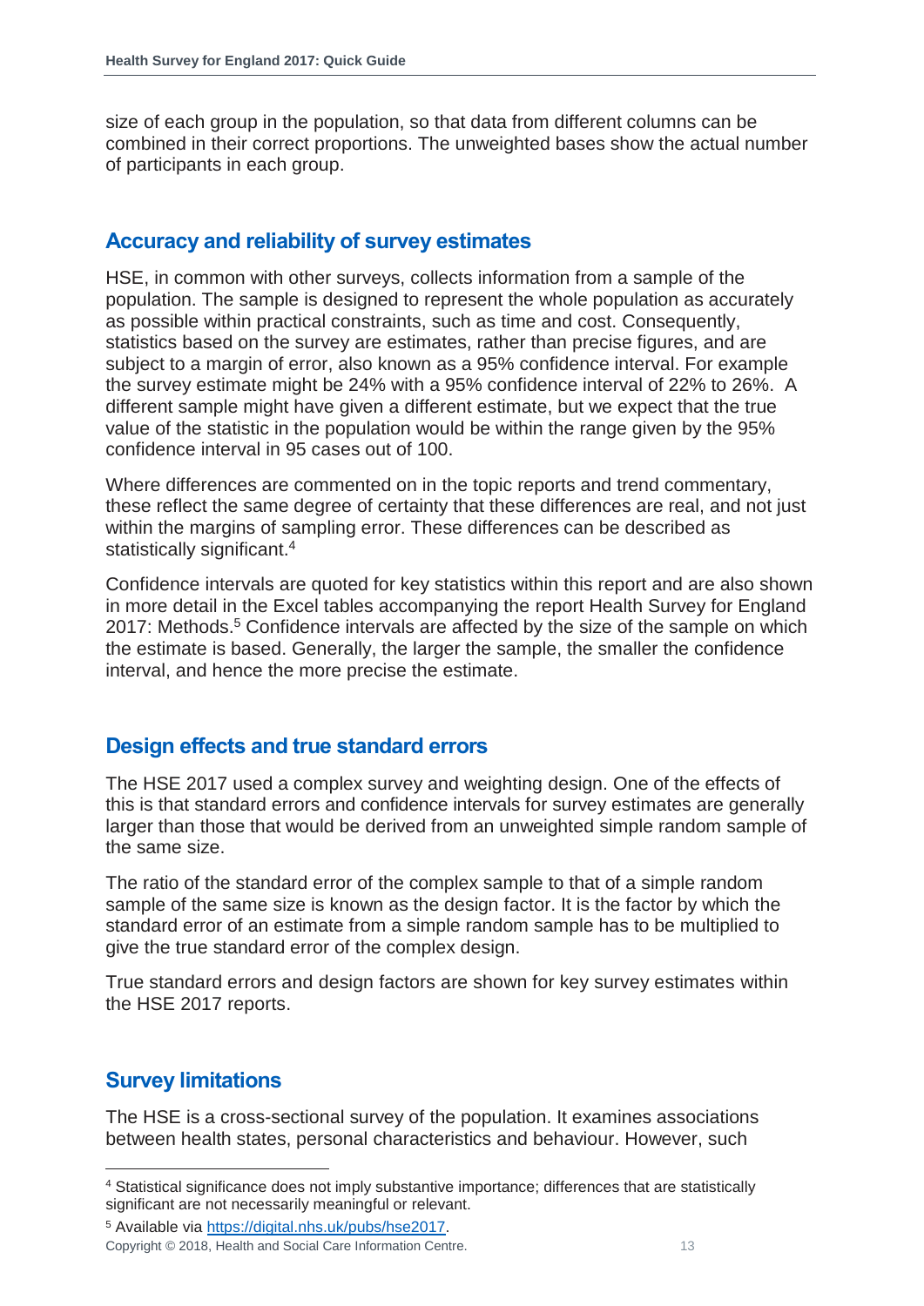size of each group in the population, so that data from different columns can be combined in their correct proportions. The unweighted bases show the actual number of participants in each group.

## Accuracy and reliability of survey estimates

HSE, in common with other surveys, collects information from a sample of the population. The sample is designed to represent the whole population as accurately as possible within practical constraints, such as time and cost. Consequently, statistics based on the survey are estimates, rather than precise figures, and are subject to a margin of error, also known as a 95% confidence interval. For example the survey estimate might be 24% with a 95% confidence interval of 22% to 26%. A different sample might have given a different estimate, but we expect that the true value of the statistic in the population would be within the range given by the 95% confidence interval in 95 cases out of 100.

Where differences are commented on in the topic reports and trend commentary, these reflect the same degree of certainty that these differences are real, and not just within the margins of sampling error. These differences can be described as statistically significant.[4]

Confidence intervals are quoted for key statistics within this report and are also shown in more detail in the Excel tables accompanying the report Health Survey for England 2017: Methods.[5] Confidence intervals are affected by the size of the sample on which the estimate is based. Generally, the larger the sample, the smaller the confidence interval, and hence the more precise the estimate.

## Design effects and true standard errors

The HSE 2017 used a complex survey and weighting design. One of the effects of this is that standard errors and confidence intervals for survey estimates are generally larger than those that would be derived from an unweighted simple random sample of the same size.

The ratio of the standard error of the complex sample to that of a simple random sample of the same size is known as the design factor. It is the factor by which the standard error of an estimate from a simple random sample has to be multiplied to give the true standard error of the complex design.

True standard errors and design factors are shown for key survey estimates within the HSE 2017 reports.

## Survey limitations

The HSE is a cross-sectional survey of the population. It examines associations between health states, personal characteristics and behaviour. However, such

---

[4] Statistical significance does not imply substantive importance; differences that are statistically significant are not necessarily meaningful or relevant.

[5] Available via https://digital.nhs.uk/pubs/hse2017.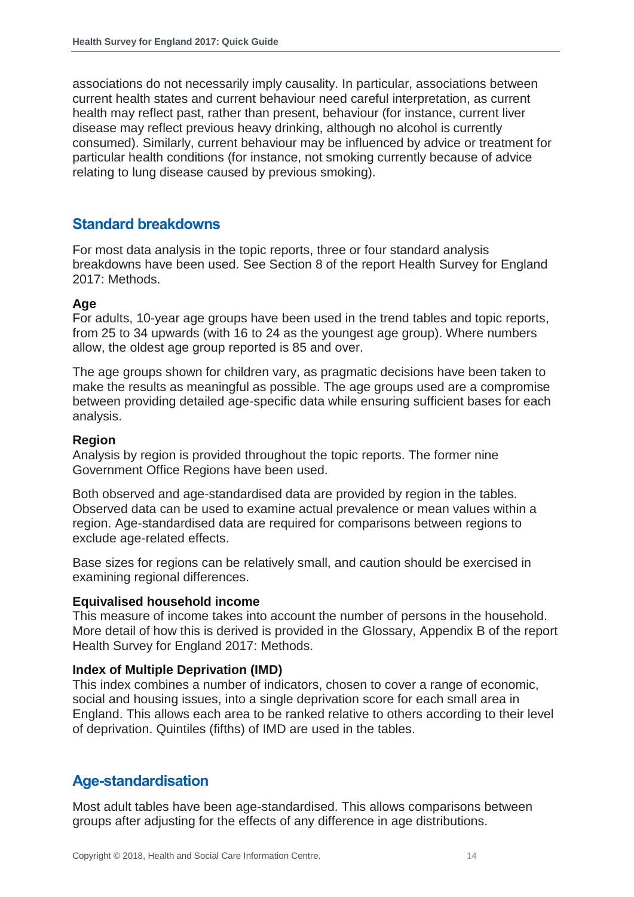associations do not necessarily imply causality. In particular, associations between current health states and current behaviour need careful interpretation, as current health may reflect past, rather than present, behaviour (for instance, current liver disease may reflect previous heavy drinking, although no alcohol is currently consumed). Similarly, current behaviour may be influenced by advice or treatment for particular health conditions (for instance, not smoking currently because of advice relating to lung disease caused by previous smoking).

## Standard breakdowns

For most data analysis in the topic reports, three or four standard analysis breakdowns have been used. See Section 8 of the report Health Survey for England 2017: Methods.

**Age**
For adults, 10-year age groups have been used in the trend tables and topic reports, from 25 to 34 upwards (with 16 to 24 as the youngest age group). Where numbers allow, the oldest age group reported is 85 and over.

The age groups shown for children vary, as pragmatic decisions have been taken to make the results as meaningful as possible. The age groups used are a compromise between providing detailed age-specific data while ensuring sufficient bases for each analysis.

**Region**
Analysis by region is provided throughout the topic reports. The former nine Government Office Regions have been used.

Both observed and age-standardised data are provided by region in the tables. Observed data can be used to examine actual prevalence or mean values within a region. Age-standardised data are required for comparisons between regions to exclude age-related effects.

Base sizes for regions can be relatively small, and caution should be exercised in examining regional differences.

**Equivalised household income**
This measure of income takes into account the number of persons in the household. More detail of how this is derived is provided in the Glossary, Appendix B of the report Health Survey for England 2017: Methods.

**Index of Multiple Deprivation (IMD)**
This index combines a number of indicators, chosen to cover a range of economic, social and housing issues, into a single deprivation score for each small area in England. This allows each area to be ranked relative to others according to their level of deprivation. Quintiles (fifths) of IMD are used in the tables.

## Age-standardisation

Most adult tables have been age-standardised. This allows comparisons between groups after adjusting for the effects of any difference in age distributions.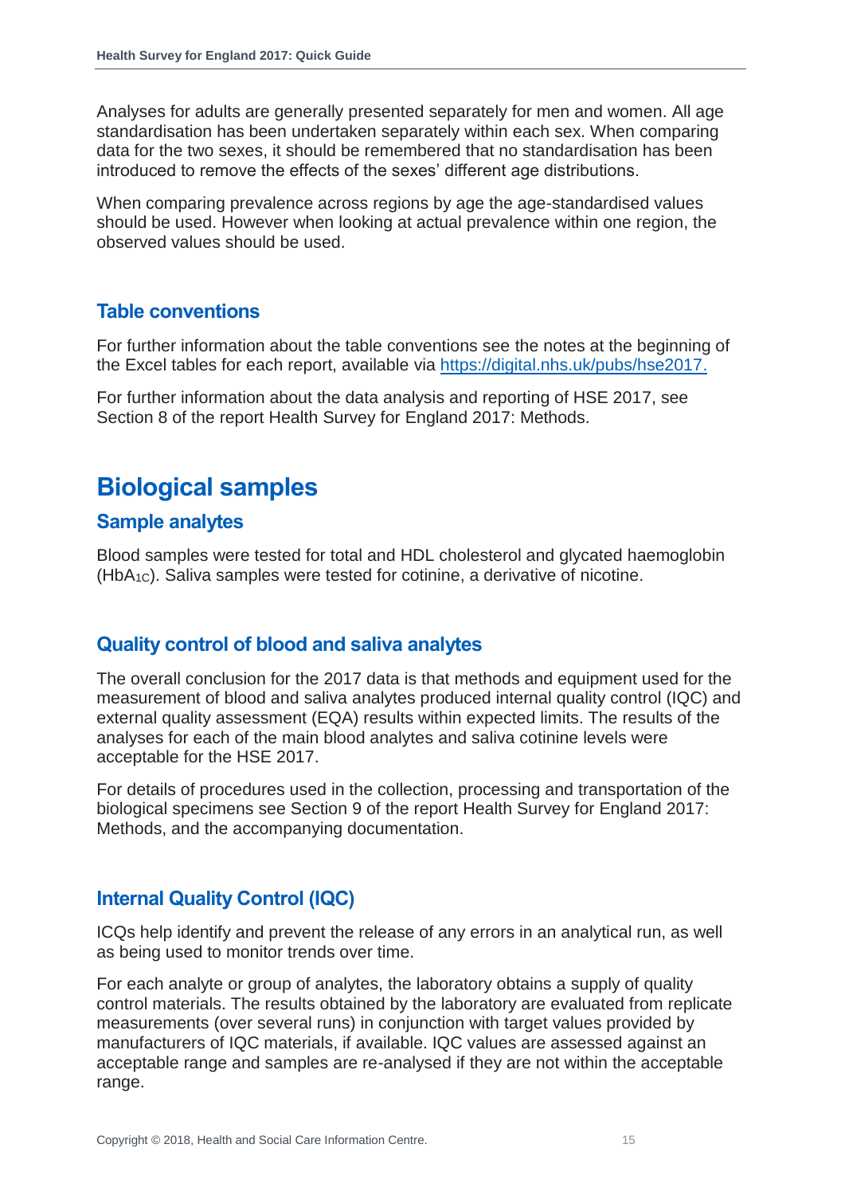Analyses for adults are generally presented separately for men and women. All age standardisation has been undertaken separately within each sex. When comparing data for the two sexes, it should be remembered that no standardisation has been introduced to remove the effects of the sexes' different age distributions.

When comparing prevalence across regions by age the age-standardised values should be used. However when looking at actual prevalence within one region, the observed values should be used.

## Table conventions

For further information about the table conventions see the notes at the beginning of the Excel tables for each report, available via [https://digital.nhs.uk/pubs/hse2017.](https://digital.nhs.uk/pubs/hse2017)

For further information about the data analysis and reporting of HSE 2017, see Section 8 of the report Health Survey for England 2017: Methods.

# Biological samples

## Sample analytes

Blood samples were tested for total and HDL cholesterol and glycated haemoglobin ($HbA_{1C}$). Saliva samples were tested for cotinine, a derivative of nicotine.

## Quality control of blood and saliva analytes

The overall conclusion for the 2017 data is that methods and equipment used for the measurement of blood and saliva analytes produced internal quality control (IQC) and external quality assessment (EQA) results within expected limits. The results of the analyses for each of the main blood analytes and saliva cotinine levels were acceptable for the HSE 2017.

For details of procedures used in the collection, processing and transportation of the biological specimens see Section 9 of the report Health Survey for England 2017: Methods, and the accompanying documentation.

## Internal Quality Control (IQC)

ICQs help identify and prevent the release of any errors in an analytical run, as well as being used to monitor trends over time.

For each analyte or group of analytes, the laboratory obtains a supply of quality control materials. The results obtained by the laboratory are evaluated from replicate measurements (over several runs) in conjunction with target values provided by manufacturers of IQC materials, if available. IQC values are assessed against an acceptable range and samples are re-analysed if they are not within the acceptable range.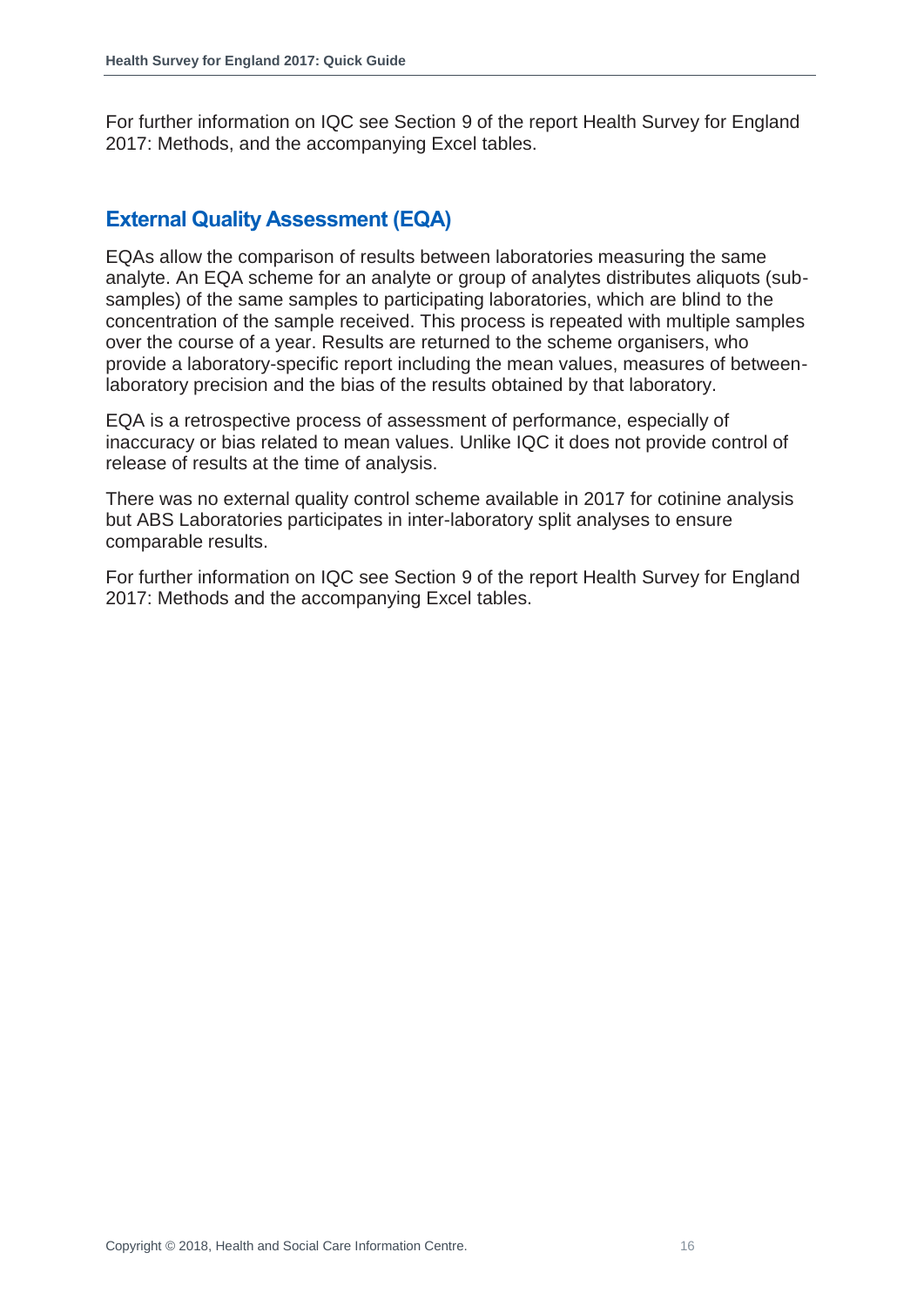For further information on IQC see Section 9 of the report Health Survey for England 2017: Methods, and the accompanying Excel tables.

## External Quality Assessment (EQA)

EQAs allow the comparison of results between laboratories measuring the same analyte. An EQA scheme for an analyte or group of analytes distributes aliquots (sub-samples) of the same samples to participating laboratories, which are blind to the concentration of the sample received. This process is repeated with multiple samples over the course of a year. Results are returned to the scheme organisers, who provide a laboratory-specific report including the mean values, measures of between-laboratory precision and the bias of the results obtained by that laboratory.

EQA is a retrospective process of assessment of performance, especially of inaccuracy or bias related to mean values. Unlike IQC it does not provide control of release of results at the time of analysis.

There was no external quality control scheme available in 2017 for cotinine analysis but ABS Laboratories participates in inter-laboratory split analyses to ensure comparable results.

For further information on IQC see Section 9 of the report Health Survey for England 2017: Methods and the accompanying Excel tables.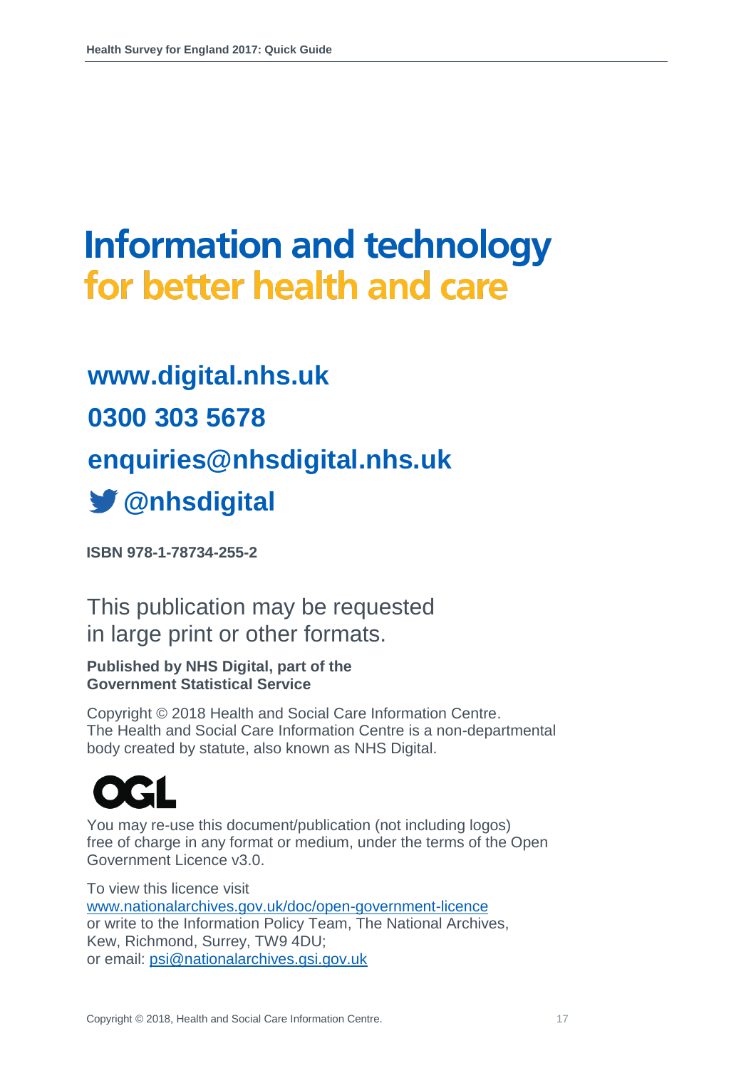# Information and technology for better health and care

**www.digital.nhs.uk**

**0300 303 5678**

**enquiries@nhsdigital.nhs.uk**

**@nhsdigital**

**ISBN 978-1-78734-255-2**

This publication may be requested in large print or other formats.

**Published by NHS Digital, part of the Government Statistical Service**

Copyright © 2018 Health and Social Care Information Centre.
The Health and Social Care Information Centre is a non-departmental body created by statute, also known as NHS Digital.

OGL

You may re-use this document/publication (not including logos) free of charge in any format or medium, under the terms of the Open Government Licence v3.0.

To view this licence visit
www.nationalarchives.gov.uk/doc/open-government-licence
or write to the Information Policy Team, The National Archives, Kew, Richmond, Surrey, TW9 4DU;
or email: psi@nationalarchives.gsi.gov.uk